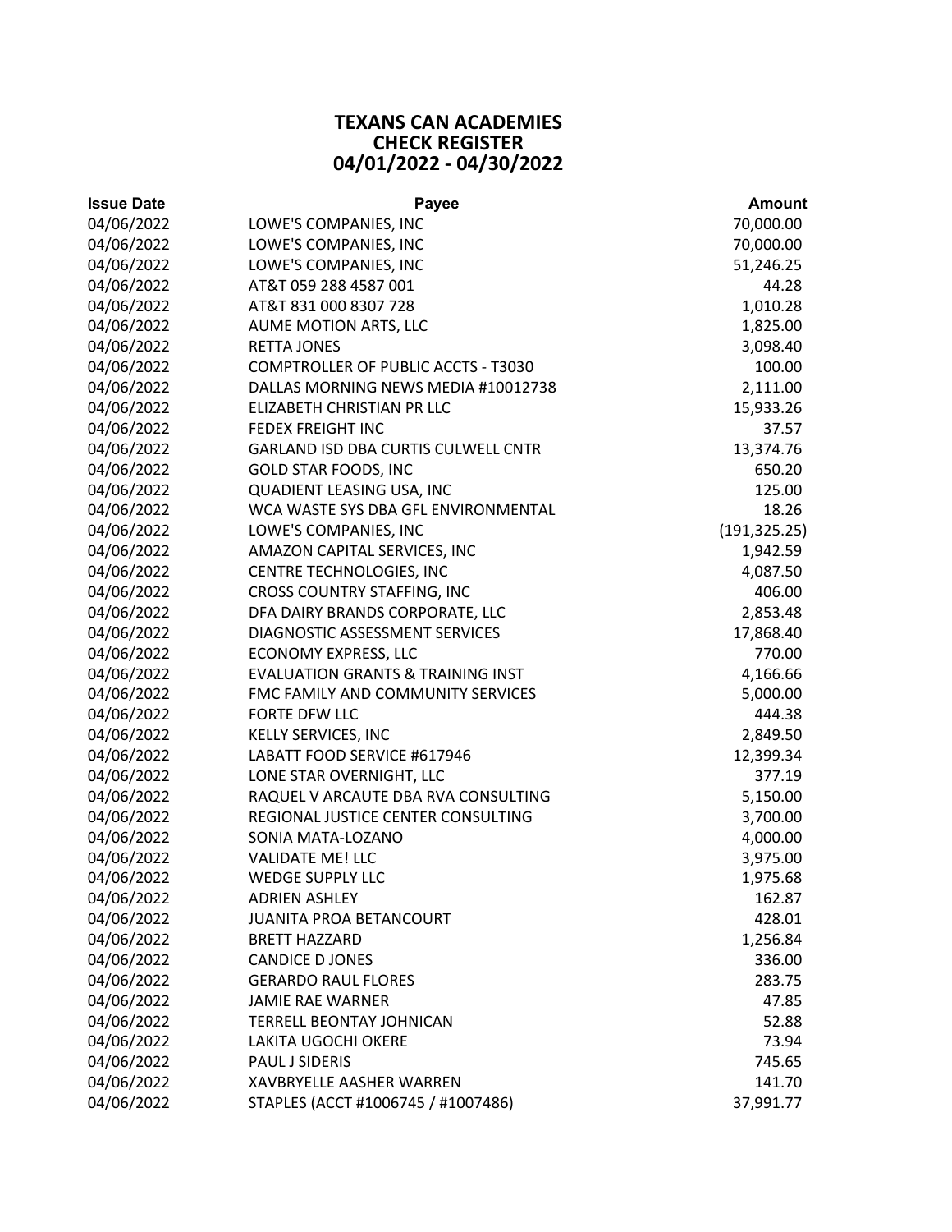# TEXANS CAN ACADEMIES
## CHECK REGISTER
## 04/01/2022 - 04/30/2022

| Issue Date | Payee | Amount |
|---|---|---|
| 04/06/2022 | LOWE'S COMPANIES, INC | 70,000.00 |
| 04/06/2022 | LOWE'S COMPANIES, INC | 70,000.00 |
| 04/06/2022 | LOWE'S COMPANIES, INC | 51,246.25 |
| 04/06/2022 | AT&T 059 288 4587 001 | 44.28 |
| 04/06/2022 | AT&T 831 000 8307 728 | 1,010.28 |
| 04/06/2022 | AUME MOTION ARTS, LLC | 1,825.00 |
| 04/06/2022 | RETTA JONES | 3,098.40 |
| 04/06/2022 | COMPTROLLER OF PUBLIC ACCTS - T3030 | 100.00 |
| 04/06/2022 | DALLAS MORNING NEWS MEDIA #10012738 | 2,111.00 |
| 04/06/2022 | ELIZABETH CHRISTIAN PR LLC | 15,933.26 |
| 04/06/2022 | FEDEX FREIGHT INC | 37.57 |
| 04/06/2022 | GARLAND ISD DBA CURTIS CULWELL CNTR | 13,374.76 |
| 04/06/2022 | GOLD STAR FOODS, INC | 650.20 |
| 04/06/2022 | QUADIENT LEASING USA, INC | 125.00 |
| 04/06/2022 | WCA WASTE SYS DBA GFL ENVIRONMENTAL | 18.26 |
| 04/06/2022 | LOWE'S COMPANIES, INC | (191,325.25) |
| 04/06/2022 | AMAZON CAPITAL SERVICES, INC | 1,942.59 |
| 04/06/2022 | CENTRE TECHNOLOGIES, INC | 4,087.50 |
| 04/06/2022 | CROSS COUNTRY STAFFING, INC | 406.00 |
| 04/06/2022 | DFA DAIRY BRANDS CORPORATE, LLC | 2,853.48 |
| 04/06/2022 | DIAGNOSTIC ASSESSMENT SERVICES | 17,868.40 |
| 04/06/2022 | ECONOMY EXPRESS, LLC | 770.00 |
| 04/06/2022 | EVALUATION GRANTS & TRAINING INST | 4,166.66 |
| 04/06/2022 | FMC FAMILY AND COMMUNITY SERVICES | 5,000.00 |
| 04/06/2022 | FORTE DFW LLC | 444.38 |
| 04/06/2022 | KELLY SERVICES, INC | 2,849.50 |
| 04/06/2022 | LABATT FOOD SERVICE #617946 | 12,399.34 |
| 04/06/2022 | LONE STAR OVERNIGHT, LLC | 377.19 |
| 04/06/2022 | RAQUEL V ARCAUTE DBA RVA CONSULTING | 5,150.00 |
| 04/06/2022 | REGIONAL JUSTICE CENTER CONSULTING | 3,700.00 |
| 04/06/2022 | SONIA MATA-LOZANO | 4,000.00 |
| 04/06/2022 | VALIDATE ME! LLC | 3,975.00 |
| 04/06/2022 | WEDGE SUPPLY LLC | 1,975.68 |
| 04/06/2022 | ADRIEN ASHLEY | 162.87 |
| 04/06/2022 | JUANITA PROA BETANCOURT | 428.01 |
| 04/06/2022 | BRETT HAZZARD | 1,256.84 |
| 04/06/2022 | CANDICE D JONES | 336.00 |
| 04/06/2022 | GERARDO RAUL FLORES | 283.75 |
| 04/06/2022 | JAMIE RAE WARNER | 47.85 |
| 04/06/2022 | TERRELL BEONTAY JOHNICAN | 52.88 |
| 04/06/2022 | LAKITA UGOCHI OKERE | 73.94 |
| 04/06/2022 | PAUL J SIDERIS | 745.65 |
| 04/06/2022 | XAVBRYELLE AASHER WARREN | 141.70 |
| 04/06/2022 | STAPLES (ACCT #1006745 / #1007486) | 37,991.77 |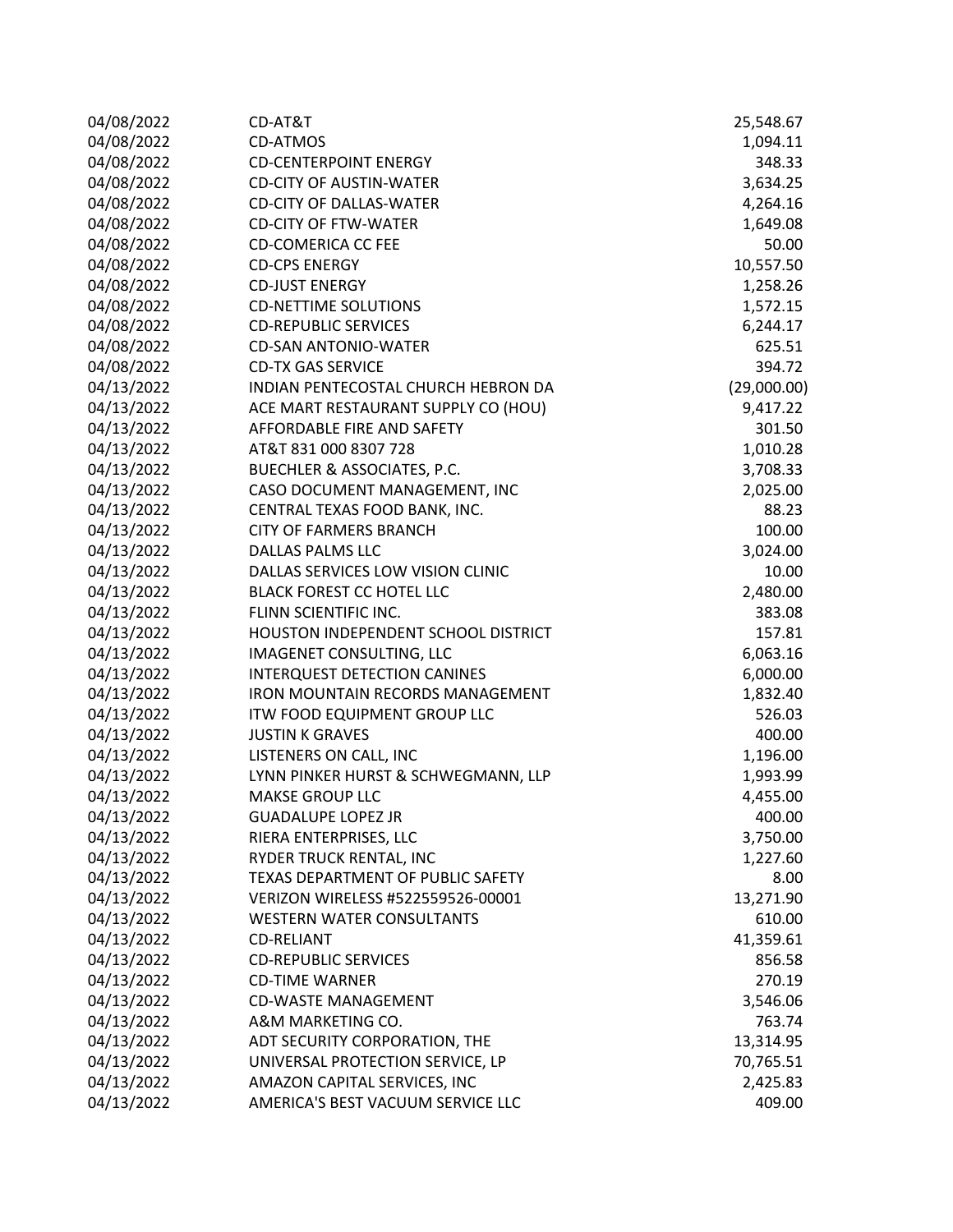| | | |
|---|---|---|
| 04/08/2022 | CD-AT&T | 25,548.67 |
| 04/08/2022 | CD-ATMOS | 1,094.11 |
| 04/08/2022 | CD-CENTERPOINT ENERGY | 348.33 |
| 04/08/2022 | CD-CITY OF AUSTIN-WATER | 3,634.25 |
| 04/08/2022 | CD-CITY OF DALLAS-WATER | 4,264.16 |
| 04/08/2022 | CD-CITY OF FTW-WATER | 1,649.08 |
| 04/08/2022 | CD-COMERICA CC FEE | 50.00 |
| 04/08/2022 | CD-CPS ENERGY | 10,557.50 |
| 04/08/2022 | CD-JUST ENERGY | 1,258.26 |
| 04/08/2022 | CD-NETTIME SOLUTIONS | 1,572.15 |
| 04/08/2022 | CD-REPUBLIC SERVICES | 6,244.17 |
| 04/08/2022 | CD-SAN ANTONIO-WATER | 625.51 |
| 04/08/2022 | CD-TX GAS SERVICE | 394.72 |
| 04/13/2022 | INDIAN PENTECOSTAL CHURCH HEBRON DA | (29,000.00) |
| 04/13/2022 | ACE MART RESTAURANT SUPPLY CO (HOU) | 9,417.22 |
| 04/13/2022 | AFFORDABLE FIRE AND SAFETY | 301.50 |
| 04/13/2022 | AT&T 831 000 8307 728 | 1,010.28 |
| 04/13/2022 | BUECHLER & ASSOCIATES, P.C. | 3,708.33 |
| 04/13/2022 | CASO DOCUMENT MANAGEMENT, INC | 2,025.00 |
| 04/13/2022 | CENTRAL TEXAS FOOD BANK, INC. | 88.23 |
| 04/13/2022 | CITY OF FARMERS BRANCH | 100.00 |
| 04/13/2022 | DALLAS PALMS LLC | 3,024.00 |
| 04/13/2022 | DALLAS SERVICES LOW VISION CLINIC | 10.00 |
| 04/13/2022 | BLACK FOREST CC HOTEL LLC | 2,480.00 |
| 04/13/2022 | FLINN SCIENTIFIC INC. | 383.08 |
| 04/13/2022 | HOUSTON INDEPENDENT SCHOOL DISTRICT | 157.81 |
| 04/13/2022 | IMAGENET CONSULTING, LLC | 6,063.16 |
| 04/13/2022 | INTERQUEST DETECTION CANINES | 6,000.00 |
| 04/13/2022 | IRON MOUNTAIN RECORDS MANAGEMENT | 1,832.40 |
| 04/13/2022 | ITW FOOD EQUIPMENT GROUP LLC | 526.03 |
| 04/13/2022 | JUSTIN K GRAVES | 400.00 |
| 04/13/2022 | LISTENERS ON CALL, INC | 1,196.00 |
| 04/13/2022 | LYNN PINKER HURST & SCHWEGMANN, LLP | 1,993.99 |
| 04/13/2022 | MAKSE GROUP LLC | 4,455.00 |
| 04/13/2022 | GUADALUPE LOPEZ JR | 400.00 |
| 04/13/2022 | RIERA ENTERPRISES, LLC | 3,750.00 |
| 04/13/2022 | RYDER TRUCK RENTAL, INC | 1,227.60 |
| 04/13/2022 | TEXAS DEPARTMENT OF PUBLIC SAFETY | 8.00 |
| 04/13/2022 | VERIZON WIRELESS #522559526-00001 | 13,271.90 |
| 04/13/2022 | WESTERN WATER CONSULTANTS | 610.00 |
| 04/13/2022 | CD-RELIANT | 41,359.61 |
| 04/13/2022 | CD-REPUBLIC SERVICES | 856.58 |
| 04/13/2022 | CD-TIME WARNER | 270.19 |
| 04/13/2022 | CD-WASTE MANAGEMENT | 3,546.06 |
| 04/13/2022 | A&M MARKETING CO. | 763.74 |
| 04/13/2022 | ADT SECURITY CORPORATION, THE | 13,314.95 |
| 04/13/2022 | UNIVERSAL PROTECTION SERVICE, LP | 70,765.51 |
| 04/13/2022 | AMAZON CAPITAL SERVICES, INC | 2,425.83 |
| 04/13/2022 | AMERICA'S BEST VACUUM SERVICE LLC | 409.00 |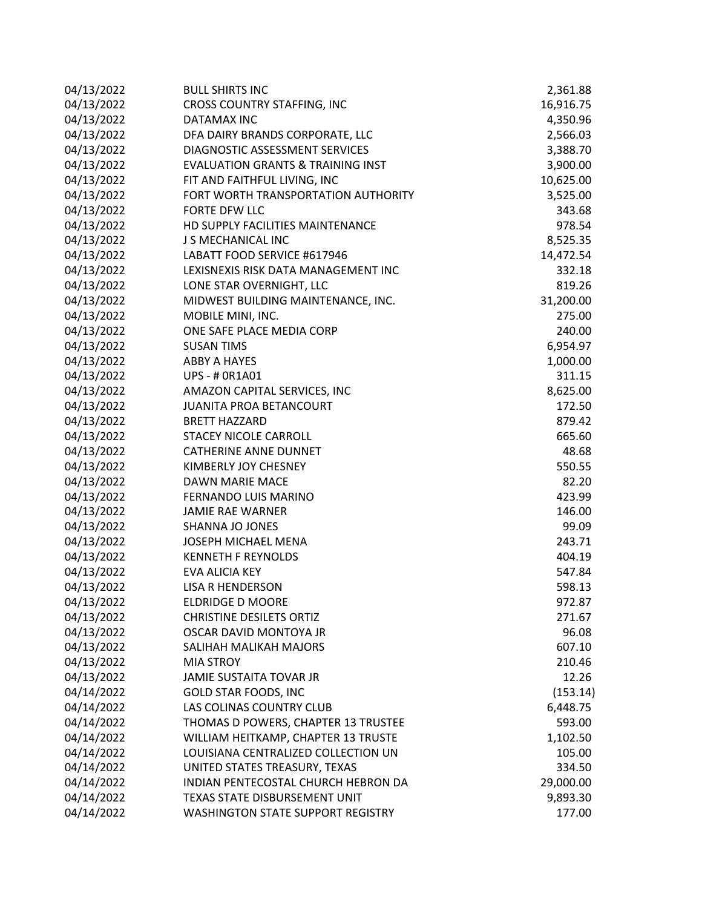| | | |
|---|---|---|
| 04/13/2022 | BULL SHIRTS INC | 2,361.88 |
| 04/13/2022 | CROSS COUNTRY STAFFING, INC | 16,916.75 |
| 04/13/2022 | DATAMAX INC | 4,350.96 |
| 04/13/2022 | DFA DAIRY BRANDS CORPORATE, LLC | 2,566.03 |
| 04/13/2022 | DIAGNOSTIC ASSESSMENT SERVICES | 3,388.70 |
| 04/13/2022 | EVALUATION GRANTS & TRAINING INST | 3,900.00 |
| 04/13/2022 | FIT AND FAITHFUL LIVING, INC | 10,625.00 |
| 04/13/2022 | FORT WORTH TRANSPORTATION AUTHORITY | 3,525.00 |
| 04/13/2022 | FORTE DFW LLC | 343.68 |
| 04/13/2022 | HD SUPPLY FACILITIES MAINTENANCE | 978.54 |
| 04/13/2022 | J S MECHANICAL INC | 8,525.35 |
| 04/13/2022 | LABATT FOOD SERVICE #617946 | 14,472.54 |
| 04/13/2022 | LEXISNEXIS RISK DATA MANAGEMENT INC | 332.18 |
| 04/13/2022 | LONE STAR OVERNIGHT, LLC | 819.26 |
| 04/13/2022 | MIDWEST BUILDING MAINTENANCE, INC. | 31,200.00 |
| 04/13/2022 | MOBILE MINI, INC. | 275.00 |
| 04/13/2022 | ONE SAFE PLACE MEDIA CORP | 240.00 |
| 04/13/2022 | SUSAN TIMS | 6,954.97 |
| 04/13/2022 | ABBY A HAYES | 1,000.00 |
| 04/13/2022 | UPS - # 0R1A01 | 311.15 |
| 04/13/2022 | AMAZON CAPITAL SERVICES, INC | 8,625.00 |
| 04/13/2022 | JUANITA PROA BETANCOURT | 172.50 |
| 04/13/2022 | BRETT HAZZARD | 879.42 |
| 04/13/2022 | STACEY NICOLE CARROLL | 665.60 |
| 04/13/2022 | CATHERINE ANNE DUNNET | 48.68 |
| 04/13/2022 | KIMBERLY JOY CHESNEY | 550.55 |
| 04/13/2022 | DAWN MARIE MACE | 82.20 |
| 04/13/2022 | FERNANDO LUIS MARINO | 423.99 |
| 04/13/2022 | JAMIE RAE WARNER | 146.00 |
| 04/13/2022 | SHANNA JO JONES | 99.09 |
| 04/13/2022 | JOSEPH MICHAEL MENA | 243.71 |
| 04/13/2022 | KENNETH F REYNOLDS | 404.19 |
| 04/13/2022 | EVA ALICIA KEY | 547.84 |
| 04/13/2022 | LISA R HENDERSON | 598.13 |
| 04/13/2022 | ELDRIDGE D MOORE | 972.87 |
| 04/13/2022 | CHRISTINE DESILETS ORTIZ | 271.67 |
| 04/13/2022 | OSCAR DAVID MONTOYA JR | 96.08 |
| 04/13/2022 | SALIHAH MALIKAH MAJORS | 607.10 |
| 04/13/2022 | MIA STROY | 210.46 |
| 04/13/2022 | JAMIE SUSTAITA TOVAR JR | 12.26 |
| 04/14/2022 | GOLD STAR FOODS, INC | (153.14) |
| 04/14/2022 | LAS COLINAS COUNTRY CLUB | 6,448.75 |
| 04/14/2022 | THOMAS D POWERS, CHAPTER 13 TRUSTEE | 593.00 |
| 04/14/2022 | WILLIAM HEITKAMP, CHAPTER 13 TRUSTE | 1,102.50 |
| 04/14/2022 | LOUISIANA CENTRALIZED COLLECTION UN | 105.00 |
| 04/14/2022 | UNITED STATES TREASURY, TEXAS | 334.50 |
| 04/14/2022 | INDIAN PENTECOSTAL CHURCH HEBRON DA | 29,000.00 |
| 04/14/2022 | TEXAS STATE DISBURSEMENT UNIT | 9,893.30 |
| 04/14/2022 | WASHINGTON STATE SUPPORT REGISTRY | 177.00 |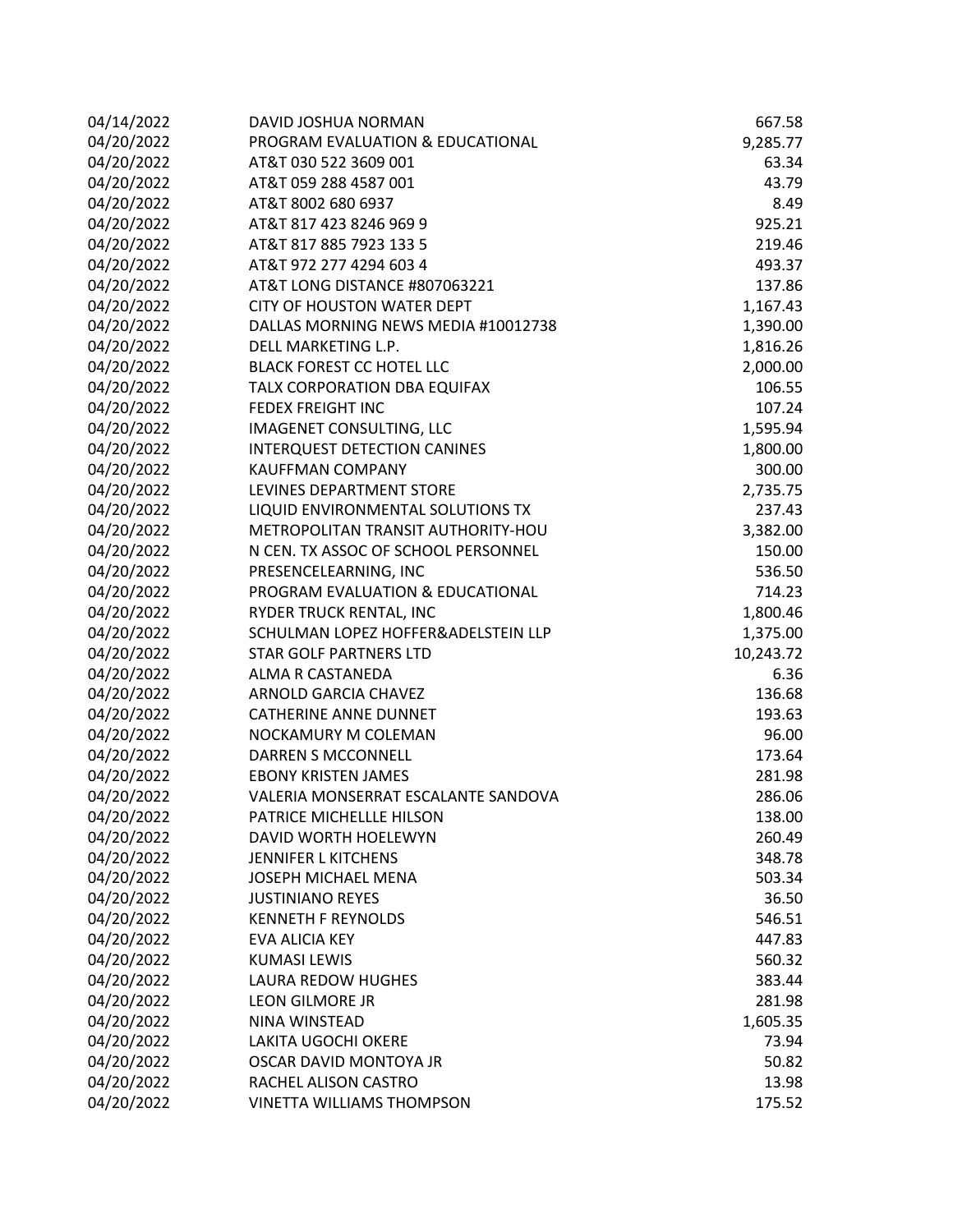| | | |
|---|---|---|
| 04/14/2022 | DAVID JOSHUA NORMAN | 667.58 |
| 04/20/2022 | PROGRAM EVALUATION & EDUCATIONAL | 9,285.77 |
| 04/20/2022 | AT&T 030 522 3609 001 | 63.34 |
| 04/20/2022 | AT&T 059 288 4587 001 | 43.79 |
| 04/20/2022 | AT&T 8002 680 6937 | 8.49 |
| 04/20/2022 | AT&T 817 423 8246 969 9 | 925.21 |
| 04/20/2022 | AT&T 817 885 7923 133 5 | 219.46 |
| 04/20/2022 | AT&T 972 277 4294 603 4 | 493.37 |
| 04/20/2022 | AT&T LONG DISTANCE #807063221 | 137.86 |
| 04/20/2022 | CITY OF HOUSTON WATER DEPT | 1,167.43 |
| 04/20/2022 | DALLAS MORNING NEWS MEDIA #10012738 | 1,390.00 |
| 04/20/2022 | DELL MARKETING L.P. | 1,816.26 |
| 04/20/2022 | BLACK FOREST CC HOTEL LLC | 2,000.00 |
| 04/20/2022 | TALX CORPORATION DBA EQUIFAX | 106.55 |
| 04/20/2022 | FEDEX FREIGHT INC | 107.24 |
| 04/20/2022 | IMAGENET CONSULTING, LLC | 1,595.94 |
| 04/20/2022 | INTERQUEST DETECTION CANINES | 1,800.00 |
| 04/20/2022 | KAUFFMAN COMPANY | 300.00 |
| 04/20/2022 | LEVINES DEPARTMENT STORE | 2,735.75 |
| 04/20/2022 | LIQUID ENVIRONMENTAL SOLUTIONS TX | 237.43 |
| 04/20/2022 | METROPOLITAN TRANSIT AUTHORITY-HOU | 3,382.00 |
| 04/20/2022 | N CEN. TX ASSOC OF SCHOOL PERSONNEL | 150.00 |
| 04/20/2022 | PRESENCELEARNING, INC | 536.50 |
| 04/20/2022 | PROGRAM EVALUATION & EDUCATIONAL | 714.23 |
| 04/20/2022 | RYDER TRUCK RENTAL, INC | 1,800.46 |
| 04/20/2022 | SCHULMAN LOPEZ HOFFER&ADELSTEIN LLP | 1,375.00 |
| 04/20/2022 | STAR GOLF PARTNERS LTD | 10,243.72 |
| 04/20/2022 | ALMA R CASTANEDA | 6.36 |
| 04/20/2022 | ARNOLD GARCIA CHAVEZ | 136.68 |
| 04/20/2022 | CATHERINE ANNE DUNNET | 193.63 |
| 04/20/2022 | NOCKAMURY M COLEMAN | 96.00 |
| 04/20/2022 | DARREN S MCCONNELL | 173.64 |
| 04/20/2022 | EBONY KRISTEN JAMES | 281.98 |
| 04/20/2022 | VALERIA MONSERRAT ESCALANTE SANDOVA | 286.06 |
| 04/20/2022 | PATRICE MICHELLLE HILSON | 138.00 |
| 04/20/2022 | DAVID WORTH HOELEWYN | 260.49 |
| 04/20/2022 | JENNIFER L KITCHENS | 348.78 |
| 04/20/2022 | JOSEPH MICHAEL MENA | 503.34 |
| 04/20/2022 | JUSTINIANO REYES | 36.50 |
| 04/20/2022 | KENNETH F REYNOLDS | 546.51 |
| 04/20/2022 | EVA ALICIA KEY | 447.83 |
| 04/20/2022 | KUMASI LEWIS | 560.32 |
| 04/20/2022 | LAURA REDOW HUGHES | 383.44 |
| 04/20/2022 | LEON GILMORE JR | 281.98 |
| 04/20/2022 | NINA WINSTEAD | 1,605.35 |
| 04/20/2022 | LAKITA UGOCHI OKERE | 73.94 |
| 04/20/2022 | OSCAR DAVID MONTOYA JR | 50.82 |
| 04/20/2022 | RACHEL ALISON CASTRO | 13.98 |
| 04/20/2022 | VINETTA WILLIAMS THOMPSON | 175.52 |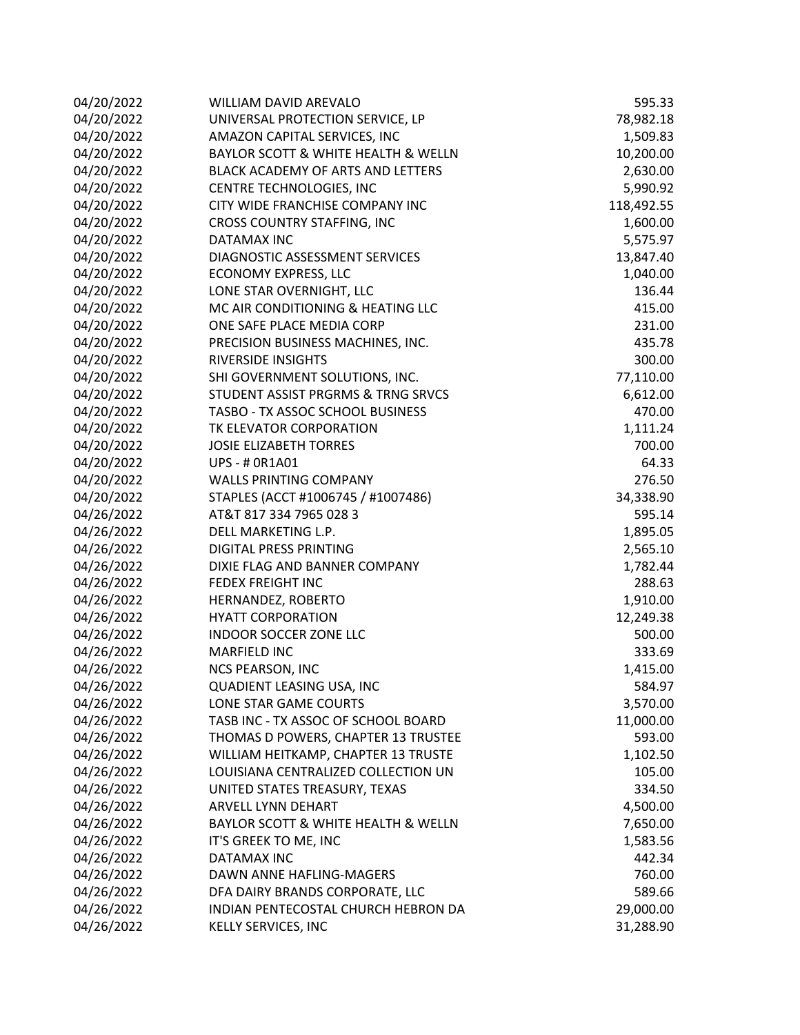| | | |
|---|---|---|
| 04/20/2022 | WILLIAM DAVID AREVALO | 595.33 |
| 04/20/2022 | UNIVERSAL PROTECTION SERVICE, LP | 78,982.18 |
| 04/20/2022 | AMAZON CAPITAL SERVICES, INC | 1,509.83 |
| 04/20/2022 | BAYLOR SCOTT & WHITE HEALTH & WELLN | 10,200.00 |
| 04/20/2022 | BLACK ACADEMY OF ARTS AND LETTERS | 2,630.00 |
| 04/20/2022 | CENTRE TECHNOLOGIES, INC | 5,990.92 |
| 04/20/2022 | CITY WIDE FRANCHISE COMPANY INC | 118,492.55 |
| 04/20/2022 | CROSS COUNTRY STAFFING, INC | 1,600.00 |
| 04/20/2022 | DATAMAX INC | 5,575.97 |
| 04/20/2022 | DIAGNOSTIC ASSESSMENT SERVICES | 13,847.40 |
| 04/20/2022 | ECONOMY EXPRESS, LLC | 1,040.00 |
| 04/20/2022 | LONE STAR OVERNIGHT, LLC | 136.44 |
| 04/20/2022 | MC AIR CONDITIONING & HEATING LLC | 415.00 |
| 04/20/2022 | ONE SAFE PLACE MEDIA CORP | 231.00 |
| 04/20/2022 | PRECISION BUSINESS MACHINES, INC. | 435.78 |
| 04/20/2022 | RIVERSIDE INSIGHTS | 300.00 |
| 04/20/2022 | SHI GOVERNMENT SOLUTIONS, INC. | 77,110.00 |
| 04/20/2022 | STUDENT ASSIST PRGRMS & TRNG SRVCS | 6,612.00 |
| 04/20/2022 | TASBO - TX ASSOC SCHOOL BUSINESS | 470.00 |
| 04/20/2022 | TK ELEVATOR CORPORATION | 1,111.24 |
| 04/20/2022 | JOSIE ELIZABETH TORRES | 700.00 |
| 04/20/2022 | UPS - # 0R1A01 | 64.33 |
| 04/20/2022 | WALLS PRINTING COMPANY | 276.50 |
| 04/20/2022 | STAPLES (ACCT #1006745 / #1007486) | 34,338.90 |
| 04/26/2022 | AT&T 817 334 7965 028 3 | 595.14 |
| 04/26/2022 | DELL MARKETING L.P. | 1,895.05 |
| 04/26/2022 | DIGITAL PRESS PRINTING | 2,565.10 |
| 04/26/2022 | DIXIE FLAG AND BANNER COMPANY | 1,782.44 |
| 04/26/2022 | FEDEX FREIGHT INC | 288.63 |
| 04/26/2022 | HERNANDEZ, ROBERTO | 1,910.00 |
| 04/26/2022 | HYATT CORPORATION | 12,249.38 |
| 04/26/2022 | INDOOR SOCCER ZONE LLC | 500.00 |
| 04/26/2022 | MARFIELD INC | 333.69 |
| 04/26/2022 | NCS PEARSON, INC | 1,415.00 |
| 04/26/2022 | QUADIENT LEASING USA, INC | 584.97 |
| 04/26/2022 | LONE STAR GAME COURTS | 3,570.00 |
| 04/26/2022 | TASB INC - TX ASSOC OF SCHOOL BOARD | 11,000.00 |
| 04/26/2022 | THOMAS D POWERS, CHAPTER 13 TRUSTEE | 593.00 |
| 04/26/2022 | WILLIAM HEITKAMP, CHAPTER 13 TRUSTE | 1,102.50 |
| 04/26/2022 | LOUISIANA CENTRALIZED COLLECTION UN | 105.00 |
| 04/26/2022 | UNITED STATES TREASURY, TEXAS | 334.50 |
| 04/26/2022 | ARVELL LYNN DEHART | 4,500.00 |
| 04/26/2022 | BAYLOR SCOTT & WHITE HEALTH & WELLN | 7,650.00 |
| 04/26/2022 | IT'S GREEK TO ME, INC | 1,583.56 |
| 04/26/2022 | DATAMAX INC | 442.34 |
| 04/26/2022 | DAWN ANNE HAFLING-MAGERS | 760.00 |
| 04/26/2022 | DFA DAIRY BRANDS CORPORATE, LLC | 589.66 |
| 04/26/2022 | INDIAN PENTECOSTAL CHURCH HEBRON DA | 29,000.00 |
| 04/26/2022 | KELLY SERVICES, INC | 31,288.90 |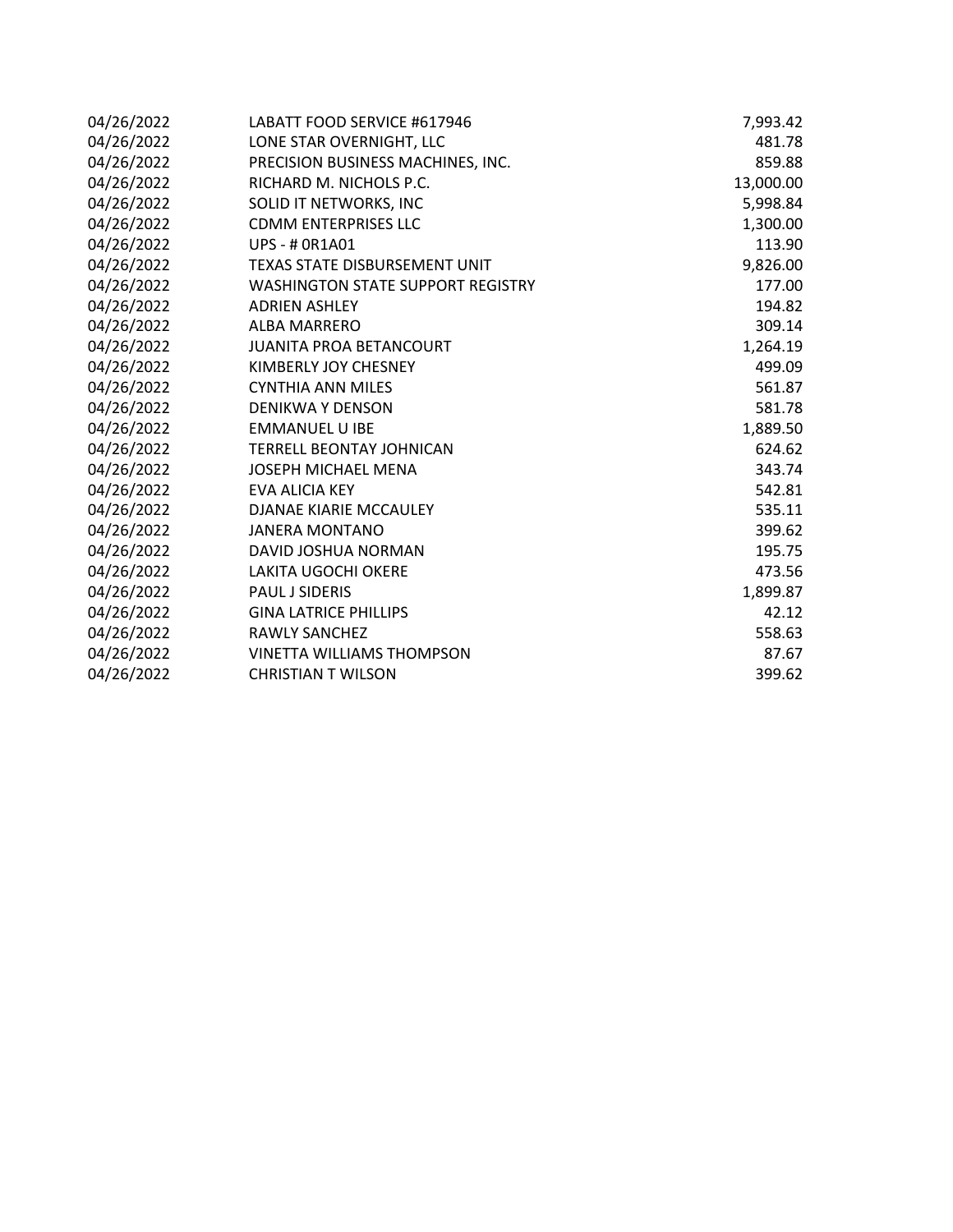| | | |
|---|---|---|
| 04/26/2022 | LABATT FOOD SERVICE #617946 | 7,993.42 |
| 04/26/2022 | LONE STAR OVERNIGHT, LLC | 481.78 |
| 04/26/2022 | PRECISION BUSINESS MACHINES, INC. | 859.88 |
| 04/26/2022 | RICHARD M. NICHOLS P.C. | 13,000.00 |
| 04/26/2022 | SOLID IT NETWORKS, INC | 5,998.84 |
| 04/26/2022 | CDMM ENTERPRISES LLC | 1,300.00 |
| 04/26/2022 | UPS - # 0R1A01 | 113.90 |
| 04/26/2022 | TEXAS STATE DISBURSEMENT UNIT | 9,826.00 |
| 04/26/2022 | WASHINGTON STATE SUPPORT REGISTRY | 177.00 |
| 04/26/2022 | ADRIEN ASHLEY | 194.82 |
| 04/26/2022 | ALBA MARRERO | 309.14 |
| 04/26/2022 | JUANITA PROA BETANCOURT | 1,264.19 |
| 04/26/2022 | KIMBERLY JOY CHESNEY | 499.09 |
| 04/26/2022 | CYNTHIA ANN MILES | 561.87 |
| 04/26/2022 | DENIKWA Y DENSON | 581.78 |
| 04/26/2022 | EMMANUEL U IBE | 1,889.50 |
| 04/26/2022 | TERRELL BEONTAY JOHNICAN | 624.62 |
| 04/26/2022 | JOSEPH MICHAEL MENA | 343.74 |
| 04/26/2022 | EVA ALICIA KEY | 542.81 |
| 04/26/2022 | DJANAE KIARIE MCCAULEY | 535.11 |
| 04/26/2022 | JANERA MONTANO | 399.62 |
| 04/26/2022 | DAVID JOSHUA NORMAN | 195.75 |
| 04/26/2022 | LAKITA UGOCHI OKERE | 473.56 |
| 04/26/2022 | PAUL J SIDERIS | 1,899.87 |
| 04/26/2022 | GINA LATRICE PHILLIPS | 42.12 |
| 04/26/2022 | RAWLY SANCHEZ | 558.63 |
| 04/26/2022 | VINETTA WILLIAMS THOMPSON | 87.67 |
| 04/26/2022 | CHRISTIAN T WILSON | 399.62 |